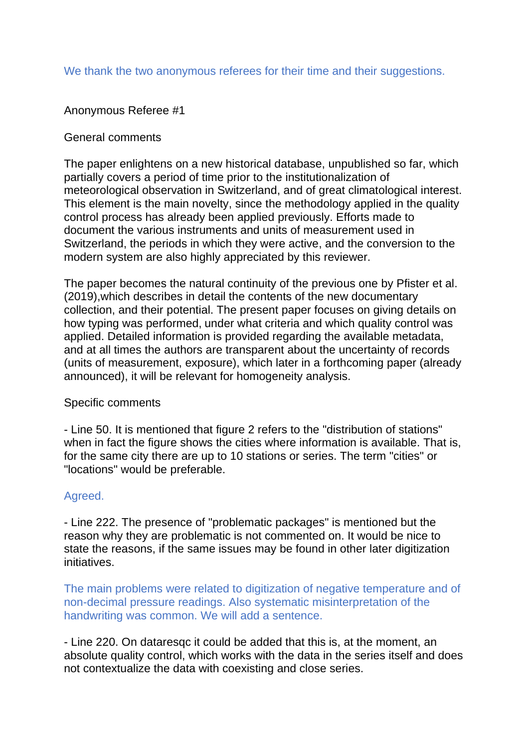We thank the two anonymous referees for their time and their suggestions.

Anonymous Referee #1

General comments

The paper enlightens on a new historical database, unpublished so far, which partially covers a period of time prior to the institutionalization of meteorological observation in Switzerland, and of great climatological interest. This element is the main novelty, since the methodology applied in the quality control process has already been applied previously. Efforts made to document the various instruments and units of measurement used in Switzerland, the periods in which they were active, and the conversion to the modern system are also highly appreciated by this reviewer.

The paper becomes the natural continuity of the previous one by Pfister et al. (2019),which describes in detail the contents of the new documentary collection, and their potential. The present paper focuses on giving details on how typing was performed, under what criteria and which quality control was applied. Detailed information is provided regarding the available metadata, and at all times the authors are transparent about the uncertainty of records (units of measurement, exposure), which later in a forthcoming paper (already announced), it will be relevant for homogeneity analysis.

Specific comments

- Line 50. It is mentioned that figure 2 refers to the "distribution of stations" when in fact the figure shows the cities where information is available. That is, for the same city there are up to 10 stations or series. The term "cities" or "locations" would be preferable.

Agreed.

- Line 222. The presence of "problematic packages" is mentioned but the reason why they are problematic is not commented on. It would be nice to state the reasons, if the same issues may be found in other later digitization initiatives.

The main problems were related to digitization of negative temperature and of non-decimal pressure readings. Also systematic misinterpretation of the handwriting was common. We will add a sentence.

- Line 220. On dataresqc it could be added that this is, at the moment, an absolute quality control, which works with the data in the series itself and does not contextualize the data with coexisting and close series.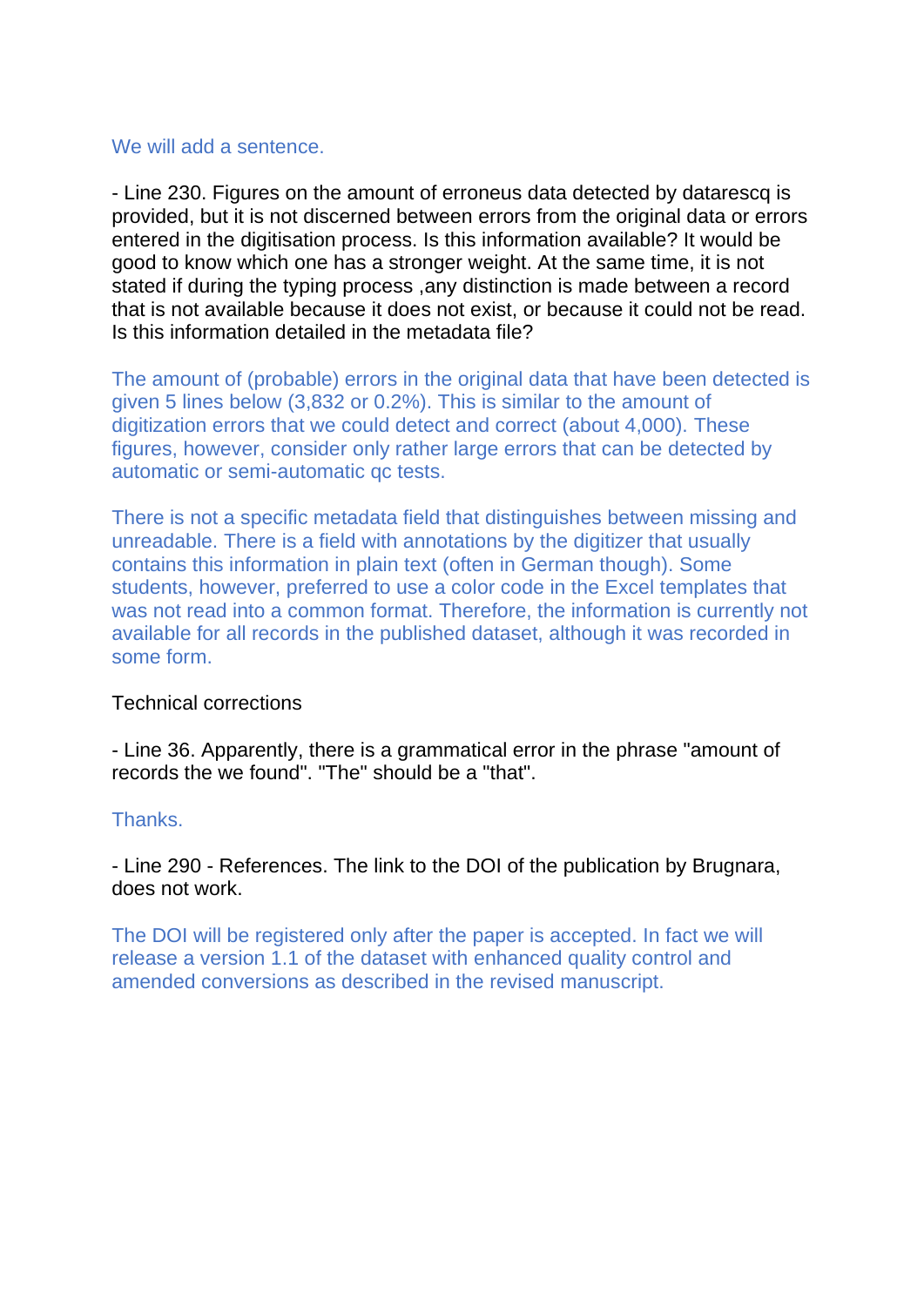We will add a sentence.

- Line 230. Figures on the amount of erroneus data detected by dataresqc is provided, but it is not discerned between errors from the original data or errors entered in the digitisation process. Is this information available? It would be good to know which one has a stronger weight. At the same time, it is not stated if during the typing process ,any distinction is made between a record that is not available because it does not exist, or because it could not be read. Is this information detailed in the metadata file?

The amount of (probable) errors in the original data that have been detected is given 5 lines below (3,832 or 0.2%). This is similar to the amount of digitization errors that we could detect and correct (about 4,000). These figures, however, consider only rather large errors that can be detected by automatic or semi-automatic qc tests.

There is not a specific metadata field that distinguishes between missing and unreadable. There is a field with annotations by the digitizer that usually contains this information in plain text (often in German though). Some students, however, preferred to use a color code in the Excel templates that was not read into a common format. Therefore, the information is currently not available for all records in the published dataset, although it was recorded in some form.

Technical corrections

- Line 36. Apparently, there is a grammatical error in the phrase "amount of records the we found". "The" should be a "that".

Thanks.

- Line 290 - References. The link to the DOI of the publication by Brugnara, does not work.

The DOI will be registered only after the paper is accepted. In fact we will release a version 1.1 of the dataset with enhanced quality control and amended conversions as described in the revised manuscript.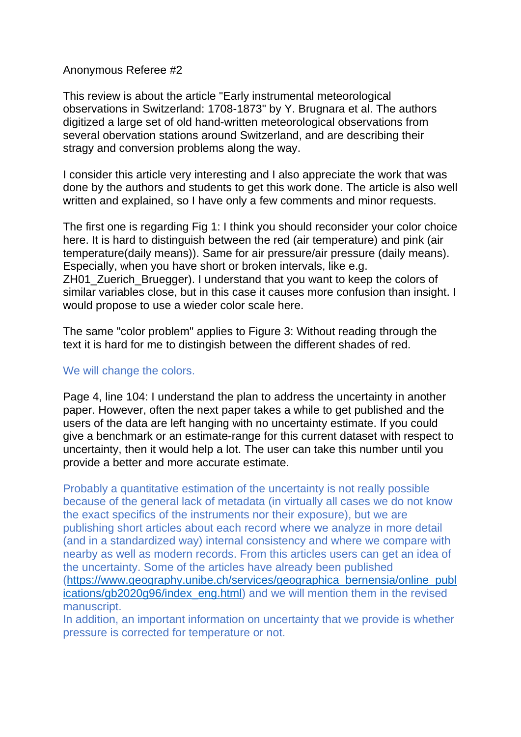Anonymous Referee #2

This review is about the article "Early instrumental meteorological observations in Switzerland: 1708-1873" by Y. Brugnara et al. The authors digitized a large set of old hand-written meteorological observations from several obervation stations around Switzerland, and are describing their stragy and conversion problems along the way.

I consider this article very interesting and I also appreciate the work that was done by the authors and students to get this work done. The article is also well written and explained, so I have only a few comments and minor requests.

The first one is regarding Fig 1: I think you should reconsider your color choice here. It is hard to distinguish between the red (air temperature) and pink (air temperature(daily means)). Same for air pressure/air pressure (daily means). Especially, when you have short or broken intervals, like e.g. ZH01_Zuerich_Bruegger). I understand that you want to keep the colors of similar variables close, but in this case it causes more confusion than insight. I would propose to use a wieder color scale here.

The same "color problem" applies to Figure 3: Without reading through the text it is hard for me to distingish between the different shades of red.

We will change the colors.

Page 4, line 104: I understand the plan to address the uncertainty in another paper. However, often the next paper takes a while to get published and the users of the data are left hanging with no uncertainty estimate. If you could give a benchmark or an estimate-range for this current dataset with respect to uncertainty, then it would help a lot. The user can take this number until you provide a better and more accurate estimate.

Probably a quantitative estimation of the uncertainty is not really possible because of the general lack of metadata (in virtually all cases we do not know the exact specifics of the instruments nor their exposure), but we are publishing short articles about each record where we analyze in more detail (and in a standardized way) internal consistency and where we compare with nearby as well as modern records. From this articles users can get an idea of the uncertainty. Some of the articles have already been published ([https://www.geography.unibe.ch/services/geographica_bernensia/online_publications/gb2020g96/index_eng.html](https://www.geography.unibe.ch/services/geographica_bernensia/online_publications/gb2020g96/index_eng.html)) and we will mention them in the revised manuscript.
In addition, an important information on uncertainty that we provide is whether pressure is corrected for temperature or not.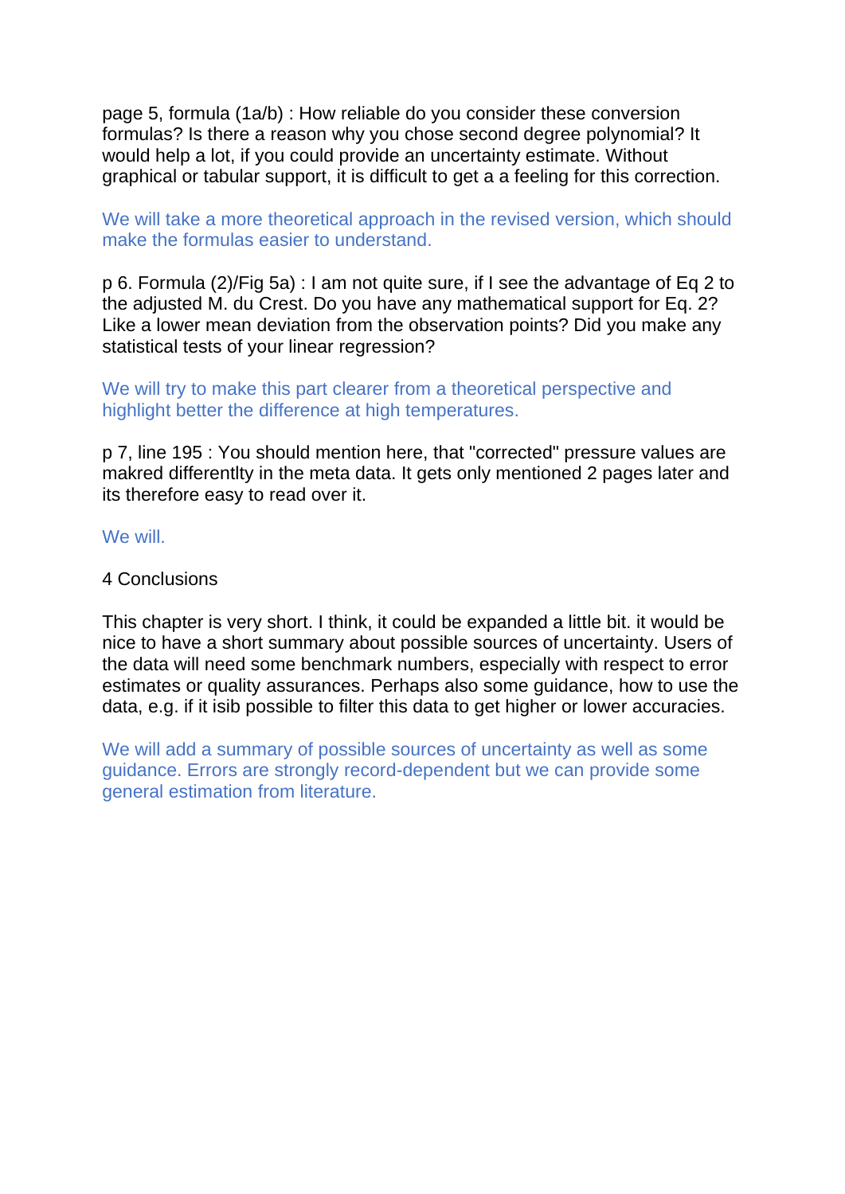page 5, formula (1a/b) : How reliable do you consider these conversion formulas? Is there a reason why you chose second degree polynomial? It would help a lot, if you could provide an uncertainty estimate. Without graphical or tabular support, it is difficult to get a a feeling for this correction.

We will take a more theoretical approach in the revised version, which should make the formulas easier to understand.

p 6. Formula (2)/Fig 5a) : I am not quite sure, if I see the advantage of Eq 2 to the adjusted M. du Crest. Do you have any mathematical support for Eq. 2? Like a lower mean deviation from the observation points? Did you make any statistical tests of your linear regression?

We will try to make this part clearer from a theoretical perspective and highlight better the difference at high temperatures.

p 7, line 195 : You should mention here, that "corrected" pressure values are makred differentlty in the meta data. It gets only mentioned 2 pages later and its therefore easy to read over it.

We will.

4 Conclusions

This chapter is very short. I think, it could be expanded a little bit. it would be nice to have a short summary about possible sources of uncertainty. Users of the data will need some benchmark numbers, especially with respect to error estimates or quality assurances. Perhaps also some guidance, how to use the data, e.g. if it isib possible to filter this data to get higher or lower accuracies.

We will add a summary of possible sources of uncertainty as well as some guidance. Errors are strongly record-dependent but we can provide some general estimation from literature.